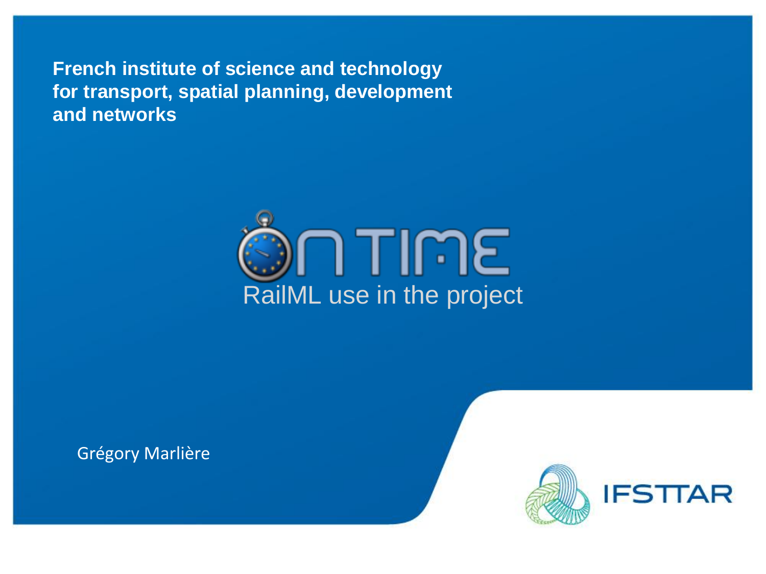**French institute of science and technology for transport, spatial planning, development and networks**

# ON TIME

## RailML use in the project

Grégory Marlière

IFSTTAR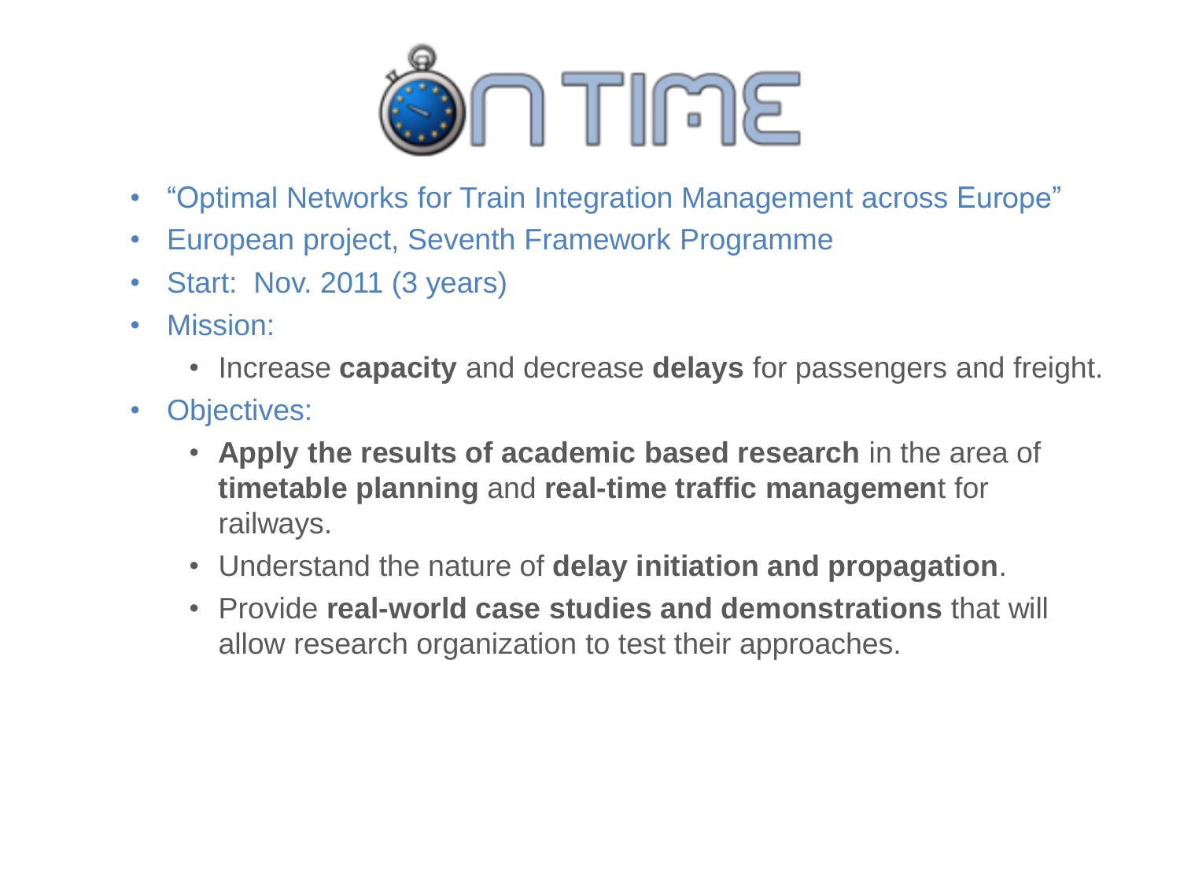# ON TIME

- "Optimal Networks for Train Integration Management across Europe"
- European project, Seventh Framework Programme
- Start: Nov. 2011 (3 years)
- Mission:
  - Increase **capacity** and decrease **delays** for passengers and freight.
- Objectives:
  - **Apply the results of academic based research** in the area of **timetable planning** and **real-time traffic managemen**t for railways.
  - Understand the nature of **delay initiation and propagation**.
  - Provide **real-world case studies and demonstrations** that will allow research organization to test their approaches.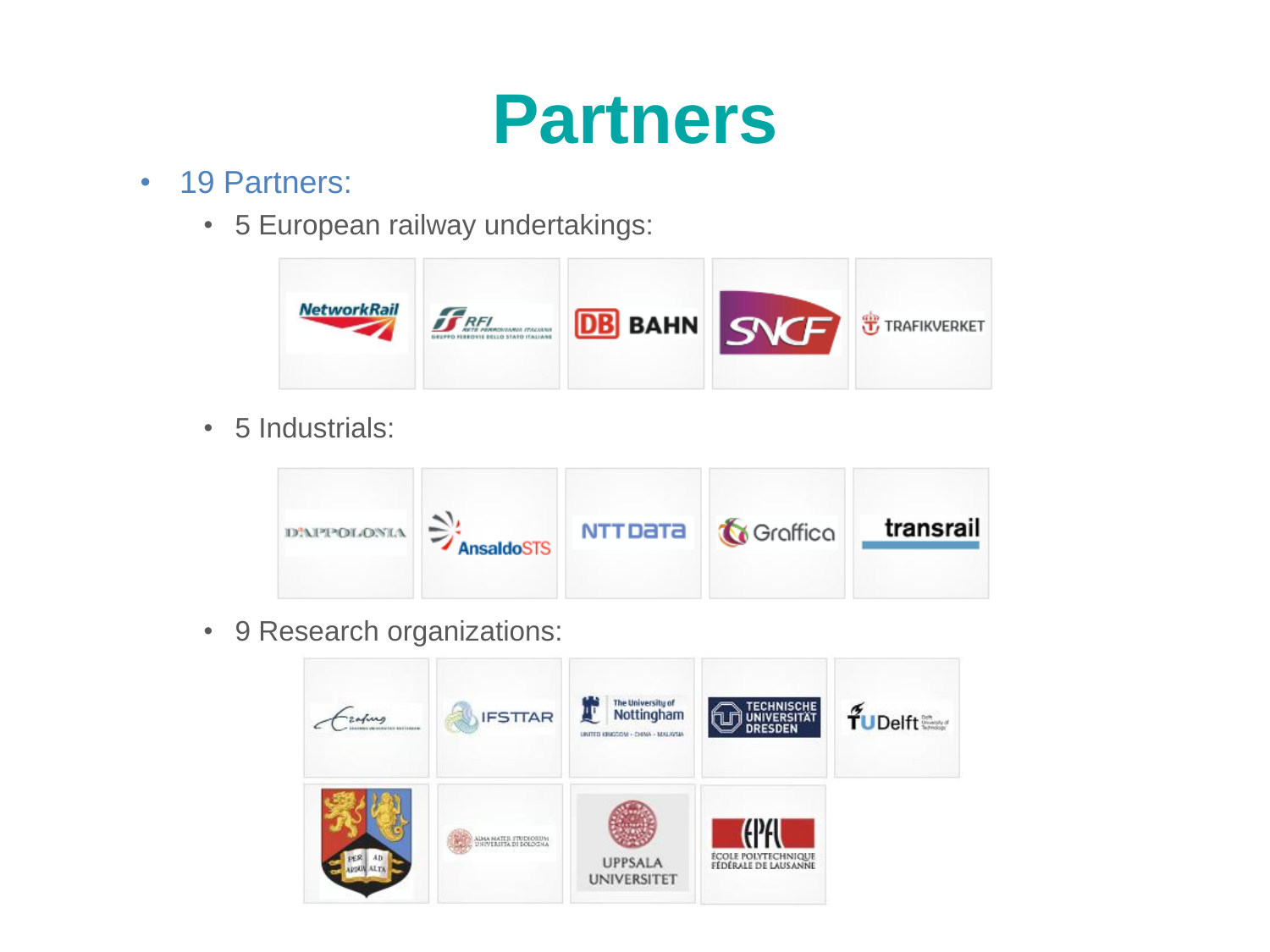# Partners

- 19 Partners:
  - 5 European railway undertakings:
  - 5 Industrials:
  - 9 Research organizations: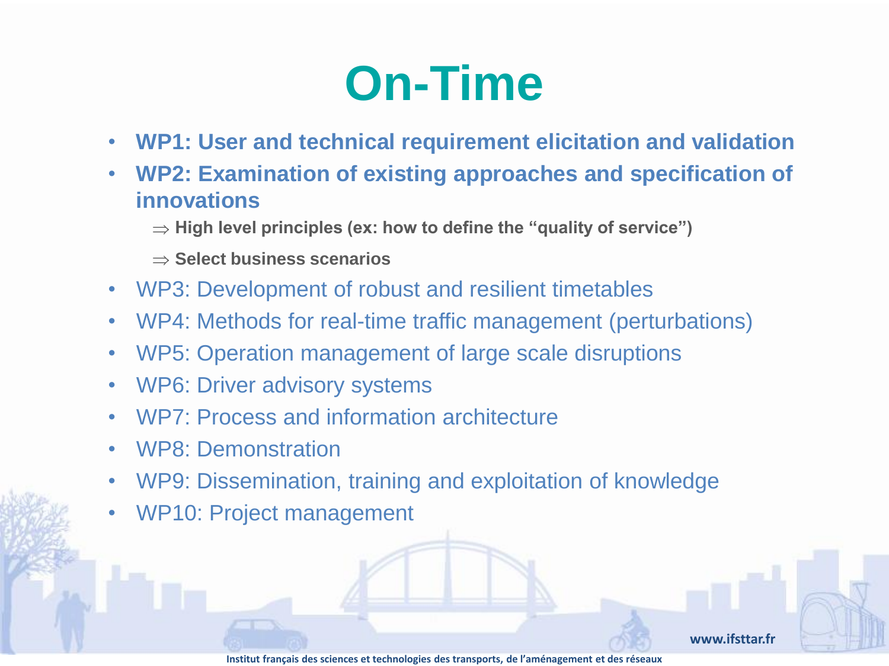# On-Time

- **WP1: User and technical requirement elicitation and validation**
- **WP2: Examination of existing approaches and specification of innovations**
  - $\Rightarrow$ **High level principles (ex: how to define the "quality of service")**
  - $\Rightarrow$ **Select business scenarios**
- WP3: Development of robust and resilient timetables
- WP4: Methods for real-time traffic management (perturbations)
- WP5: Operation management of large scale disruptions
- WP6: Driver advisory systems
- WP7: Process and information architecture
- WP8: Demonstration
- WP9: Dissemination, training and exploitation of knowledge
- WP10: Project management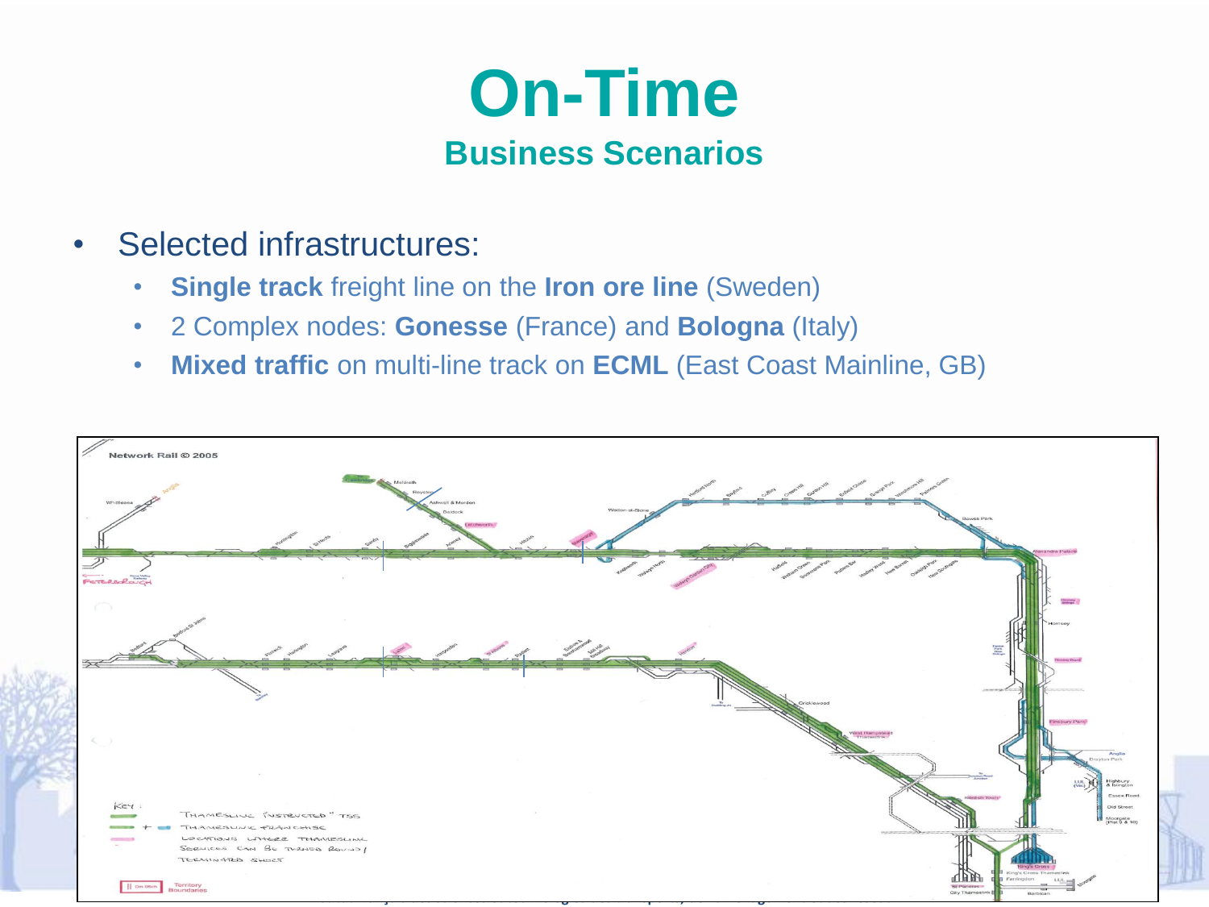# On-Time

## Business Scenarios

- Selected infrastructures:
  - **Single track** freight line on the **Iron ore line** (Sweden)
  - 2 Complex nodes: **Gonesse** (France) and **Bologna** (Italy)
  - **Mixed traffic** on multi-line track on **ECML** (East Coast Mainline, GB)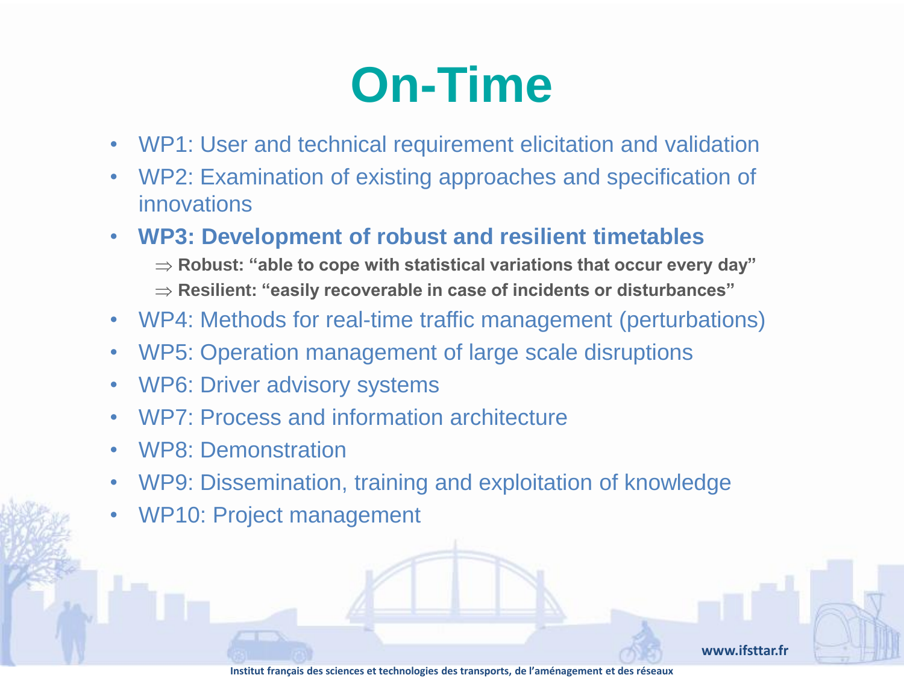# On-Time

- WP1: User and technical requirement elicitation and validation
- WP2: Examination of existing approaches and specification of innovations
- **WP3: Development of robust and resilient timetables**
  - $\Rightarrow$ **Robust: "able to cope with statistical variations that occur every day"**
  - $\Rightarrow$ **Resilient: "easily recoverable in case of incidents or disturbances"**
- WP4: Methods for real-time traffic management (perturbations)
- WP5: Operation management of large scale disruptions
- WP6: Driver advisory systems
- WP7: Process and information architecture
- WP8: Demonstration
- WP9: Dissemination, training and exploitation of knowledge
- WP10: Project management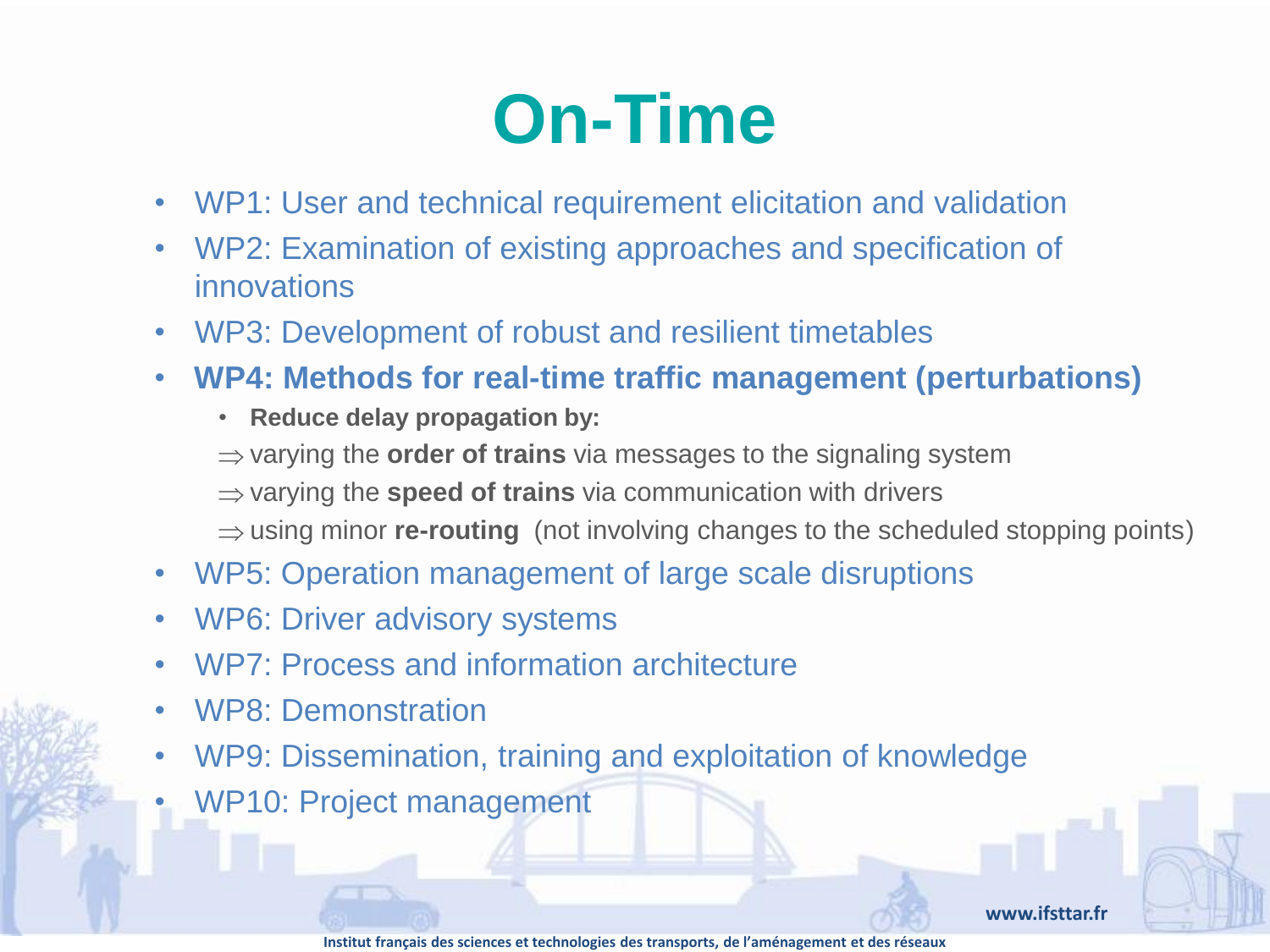# On-Time

- WP1: User and technical requirement elicitation and validation
- WP2: Examination of existing approaches and specification of innovations
- WP3: Development of robust and resilient timetables
- **WP4: Methods for real-time traffic management (perturbations)**
  - **Reduce delay propagation by:**

  $\Rightarrow$ varying the **order of trains** via messages to the signaling system

  $\Rightarrow$ varying the **speed of trains** via communication with drivers

  $\Rightarrow$ using minor **re-routing** (not involving changes to the scheduled stopping points)
- WP5: Operation management of large scale disruptions
- WP6: Driver advisory systems
- WP7: Process and information architecture
- WP8: Demonstration
- WP9: Dissemination, training and exploitation of knowledge
- WP10: Project management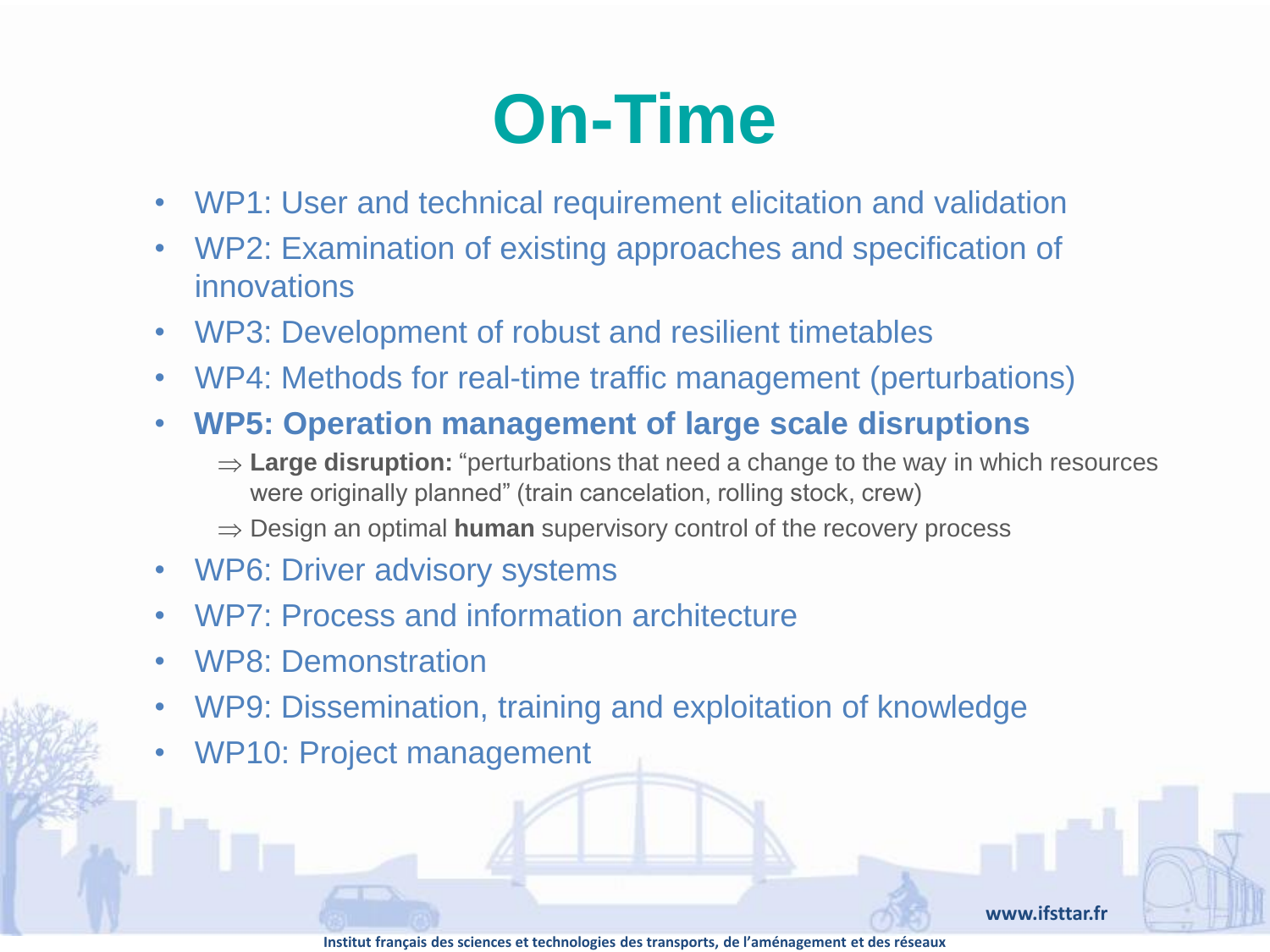# On-Time

- WP1: User and technical requirement elicitation and validation
- WP2: Examination of existing approaches and specification of innovations
- WP3: Development of robust and resilient timetables
- WP4: Methods for real-time traffic management (perturbations)
- **WP5: Operation management of large scale disruptions**
  - ⇒ **Large disruption:** "perturbations that need a change to the way in which resources were originally planned" (train cancelation, rolling stock, crew)
  - ⇒ Design an optimal **human** supervisory control of the recovery process
- WP6: Driver advisory systems
- WP7: Process and information architecture
- WP8: Demonstration
- WP9: Dissemination, training and exploitation of knowledge
- WP10: Project management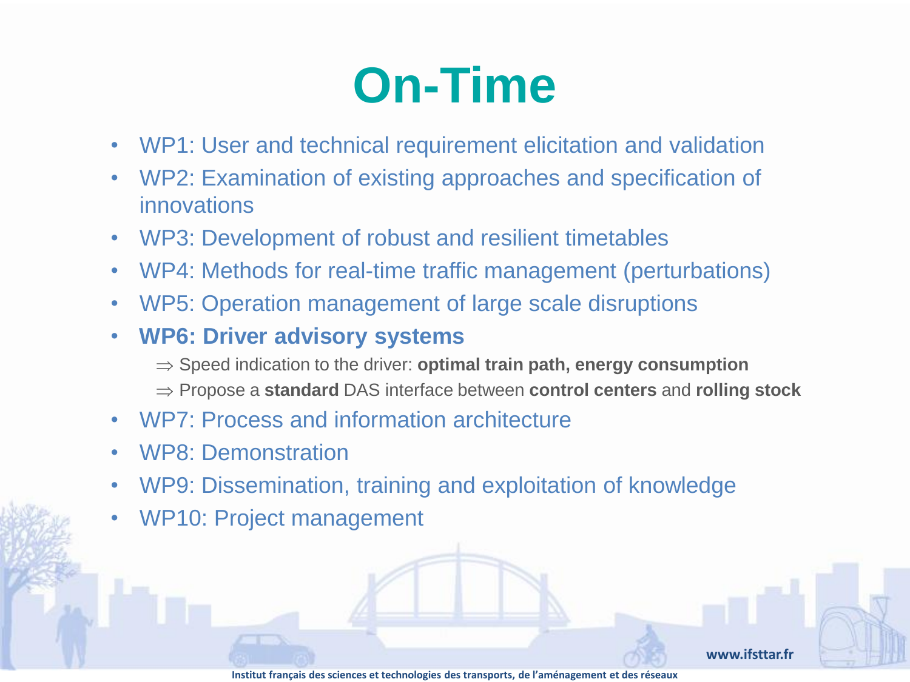# On-Time

- WP1: User and technical requirement elicitation and validation
- WP2: Examination of existing approaches and specification of innovations
- WP3: Development of robust and resilient timetables
- WP4: Methods for real-time traffic management (perturbations)
- WP5: Operation management of large scale disruptions
- **WP6: Driver advisory systems**
  - ⇒ Speed indication to the driver: **optimal train path, energy consumption**
  - ⇒ Propose a **standard** DAS interface between **control centers** and **rolling stock**
- WP7: Process and information architecture
- WP8: Demonstration
- WP9: Dissemination, training and exploitation of knowledge
- WP10: Project management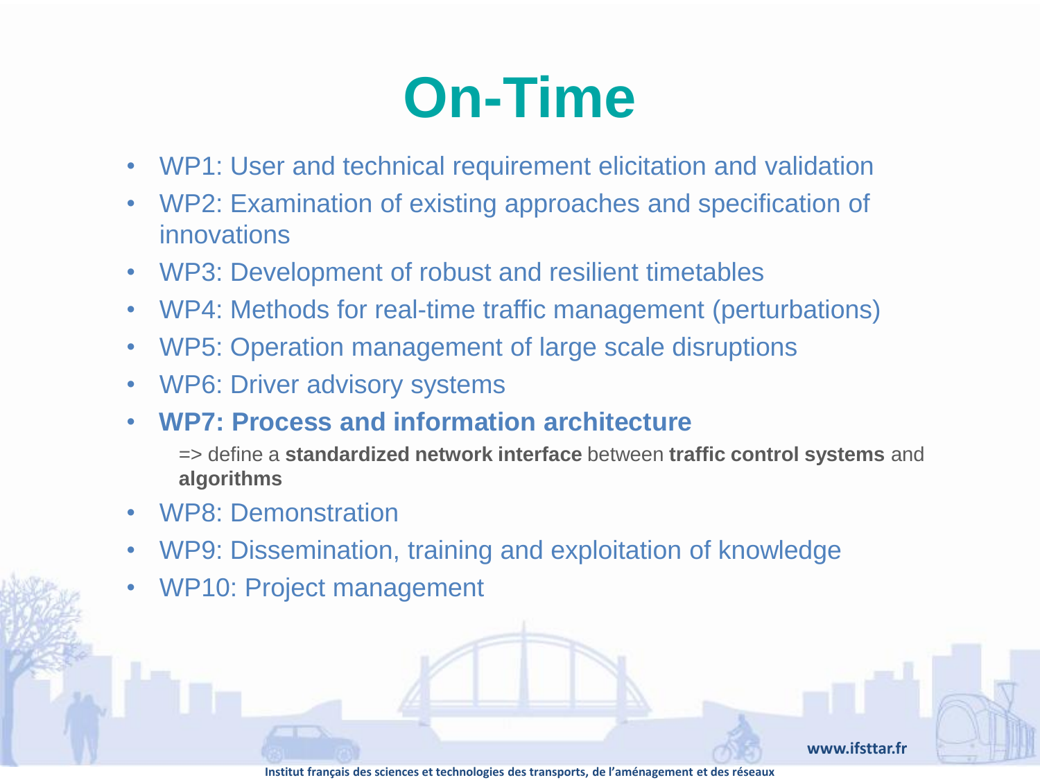# On-Time

- WP1: User and technical requirement elicitation and validation
- WP2: Examination of existing approaches and specification of innovations
- WP3: Development of robust and resilient timetables
- WP4: Methods for real-time traffic management (perturbations)
- WP5: Operation management of large scale disruptions
- WP6: Driver advisory systems
- **WP7: Process and information architecture**

  => define a **standardized network interface** between **traffic control systems** and **algorithms**
- WP8: Demonstration
- WP9: Dissemination, training and exploitation of knowledge
- WP10: Project management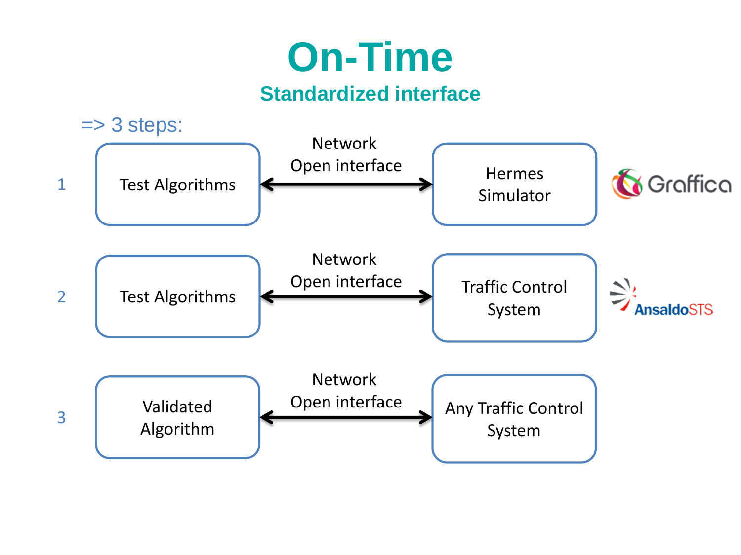# On-Time

## Standardized interface

=> 3 steps:

1. Test Algorithms ⟷ (Network Open interface) ⟷ Hermes Simulator — Graffica
2. Test Algorithms ⟷ (Network Open interface) ⟷ Traffic Control System — AnsaldoSTS
3. Validated Algorithm ⟷ (Network Open interface) ⟷ Any Traffic Control System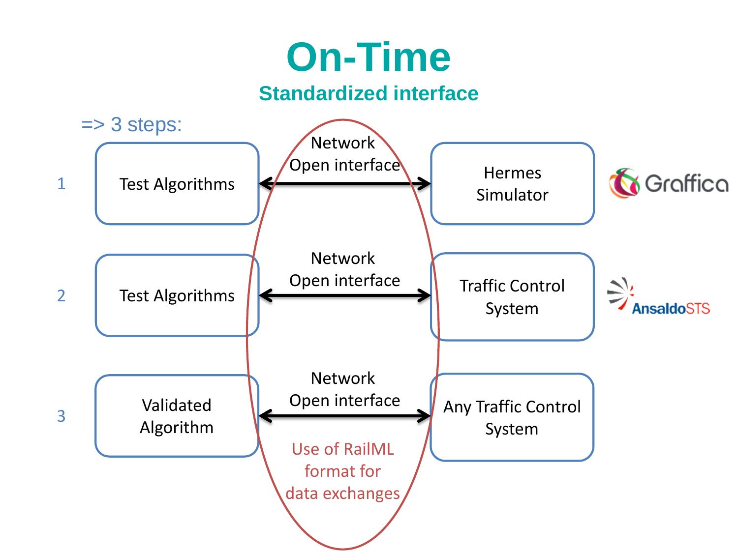# On-Time

## Standardized interface

=> 3 steps:

1. Test Algorithms ⟷ Network Open interface ⟷ Hermes Simulator (Graffica)
2. Test Algorithms ⟷ Network Open interface ⟷ Traffic Control System (AnsaldoSTS)
3. Validated Algorithm ⟷ Network Open interface ⟷ Any Traffic Control System

Use of RailML format for data exchanges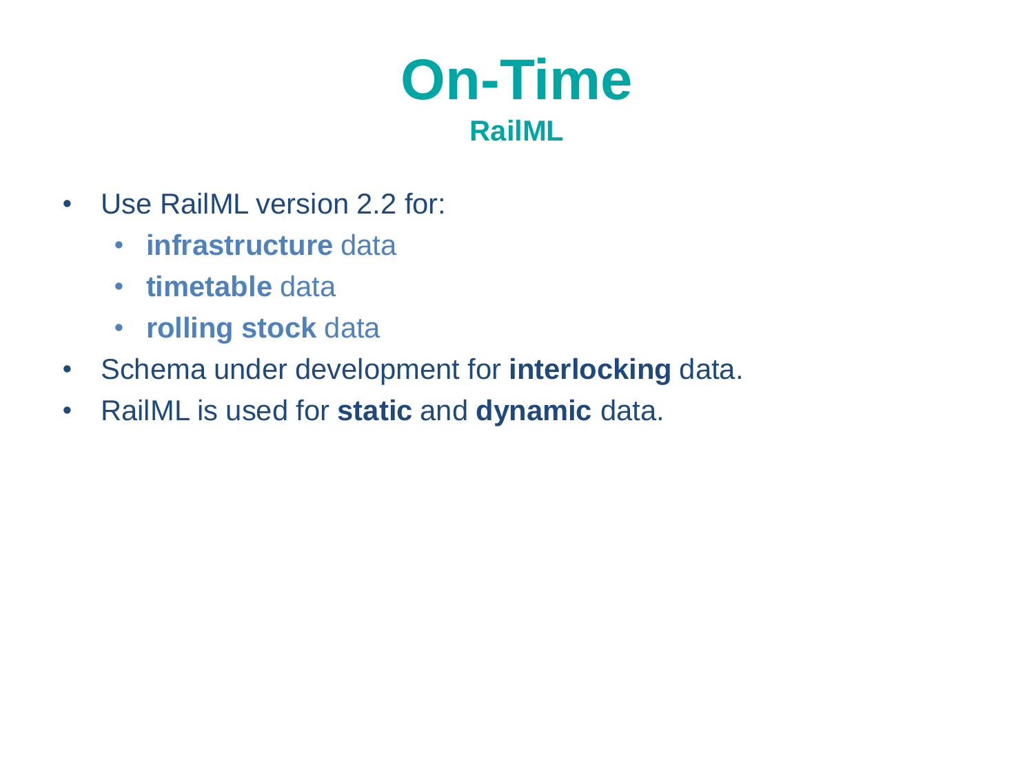# On-Time

## RailML

- Use RailML version 2.2 for:
  - **infrastructure** data
  - **timetable** data
  - **rolling stock** data
- Schema under development for **interlocking** data.
- RailML is used for **static** and **dynamic** data.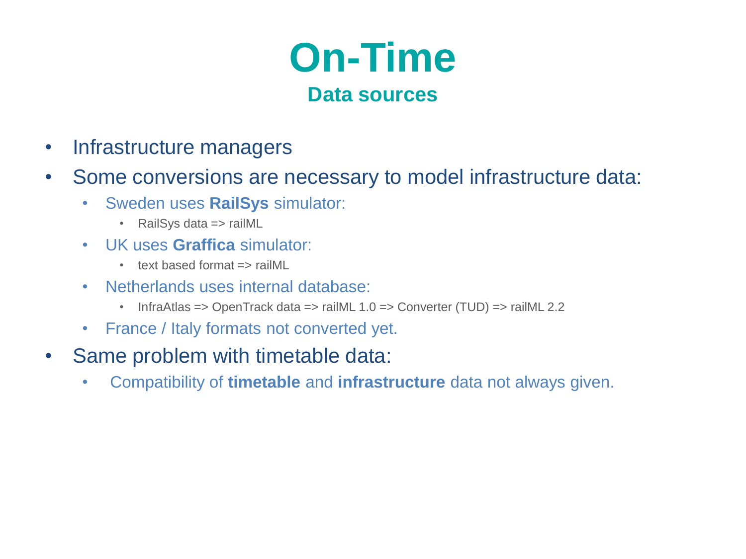# On-Time

## Data sources

- Infrastructure managers
- Some conversions are necessary to model infrastructure data:
  - Sweden uses **RailSys** simulator:
    - RailSys data => railML
  - UK uses **Graffica** simulator:
    - text based format => railML
  - Netherlands uses internal database:
    - InfraAtlas => OpenTrack data => railML 1.0 => Converter (TUD) => railML 2.2
  - France / Italy formats not converted yet.
- Same problem with timetable data:
  - Compatibility of **timetable** and **infrastructure** data not always given.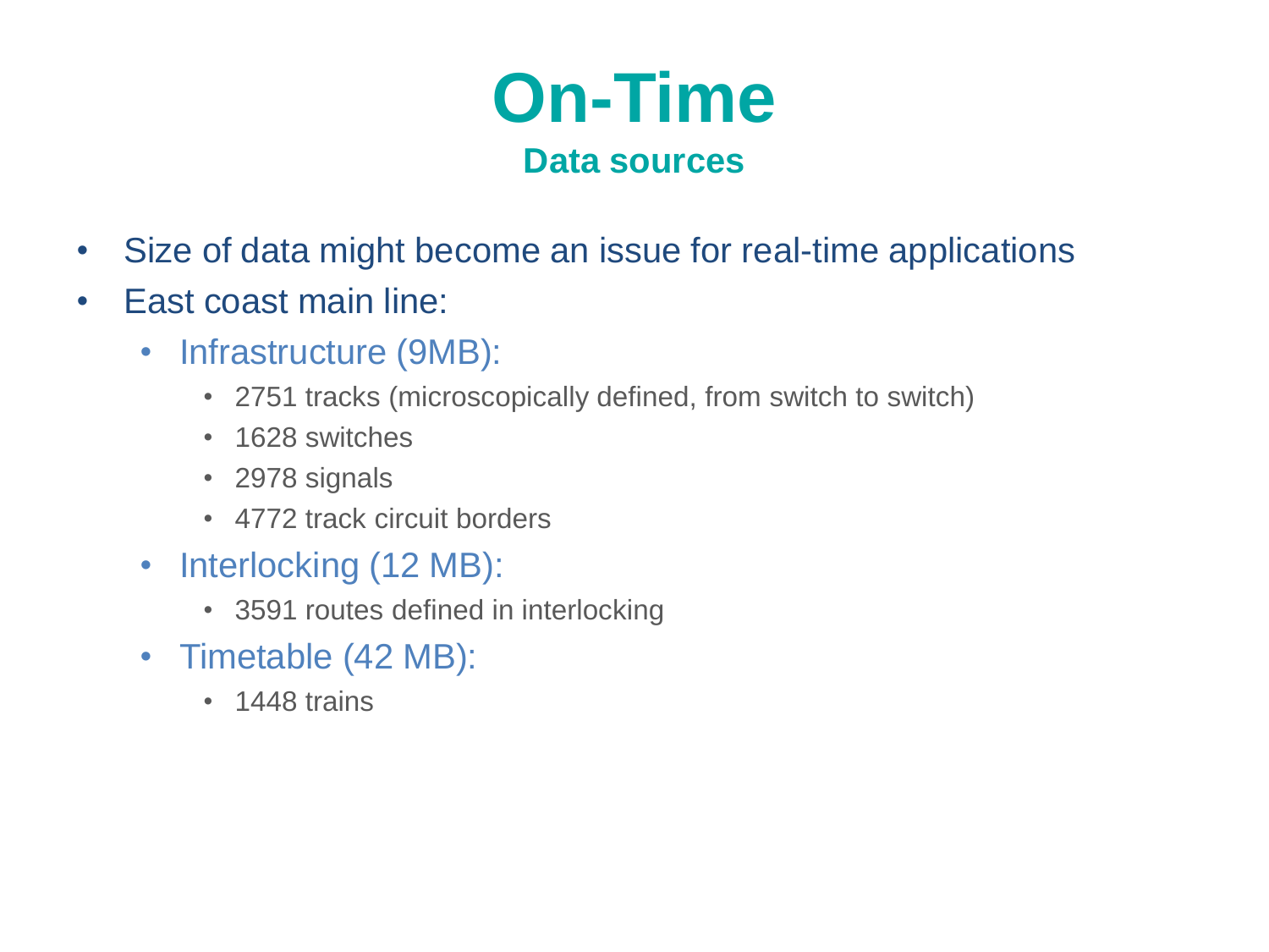# On-Time

## Data sources

- Size of data might become an issue for real-time applications
- East coast main line:
  - Infrastructure (9MB):
    - 2751 tracks (microscopically defined, from switch to switch)
    - 1628 switches
    - 2978 signals
    - 4772 track circuit borders
  - Interlocking (12 MB):
    - 3591 routes defined in interlocking
  - Timetable (42 MB):
    - 1448 trains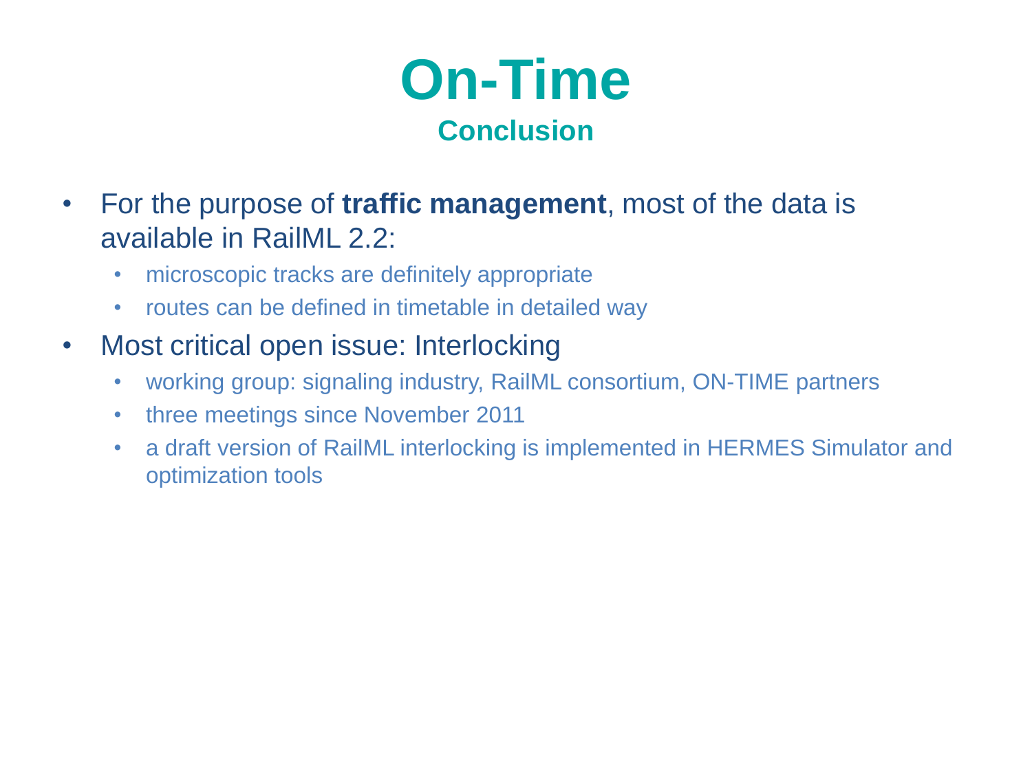# On-Time

## Conclusion

- For the purpose of **traffic management**, most of the data is available in RailML 2.2:
  - microscopic tracks are definitely appropriate
  - routes can be defined in timetable in detailed way
- Most critical open issue: Interlocking
  - working group: signaling industry, RailML consortium, ON-TIME partners
  - three meetings since November 2011
  - a draft version of RailML interlocking is implemented in HERMES Simulator and optimization tools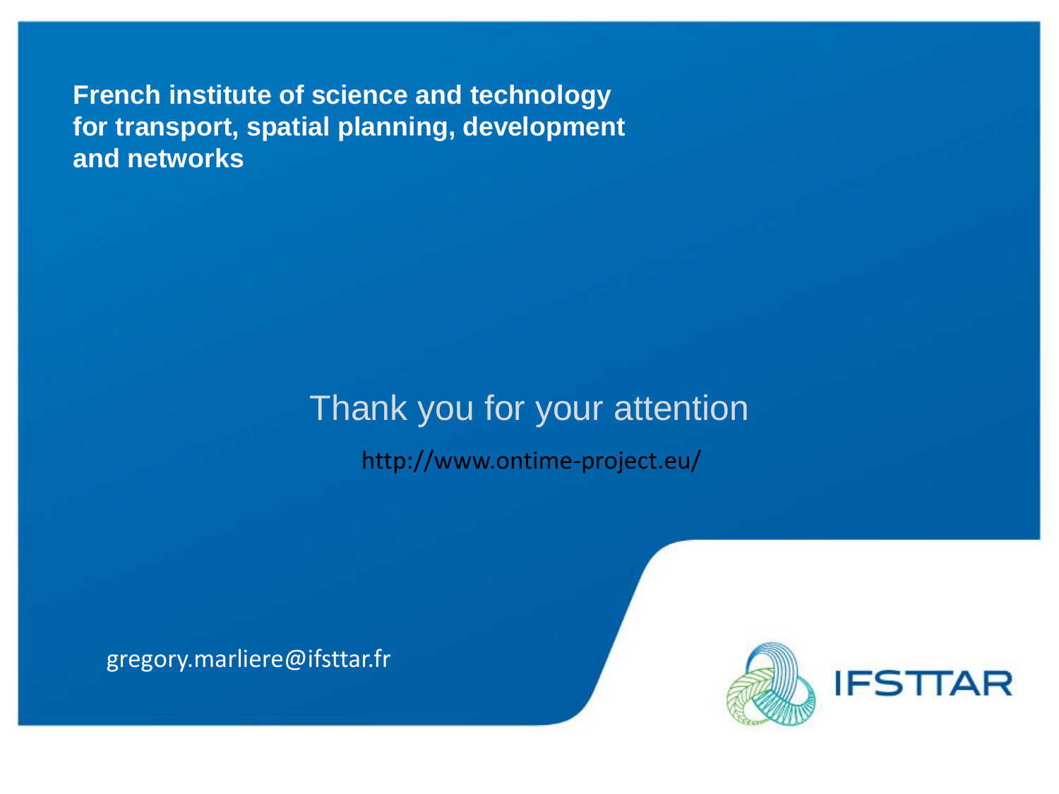**French institute of science and technology for transport, spatial planning, development and networks**

Thank you for your attention

http://www.ontime-project.eu/

gregory.marliere@ifsttar.fr

IFSTTAR